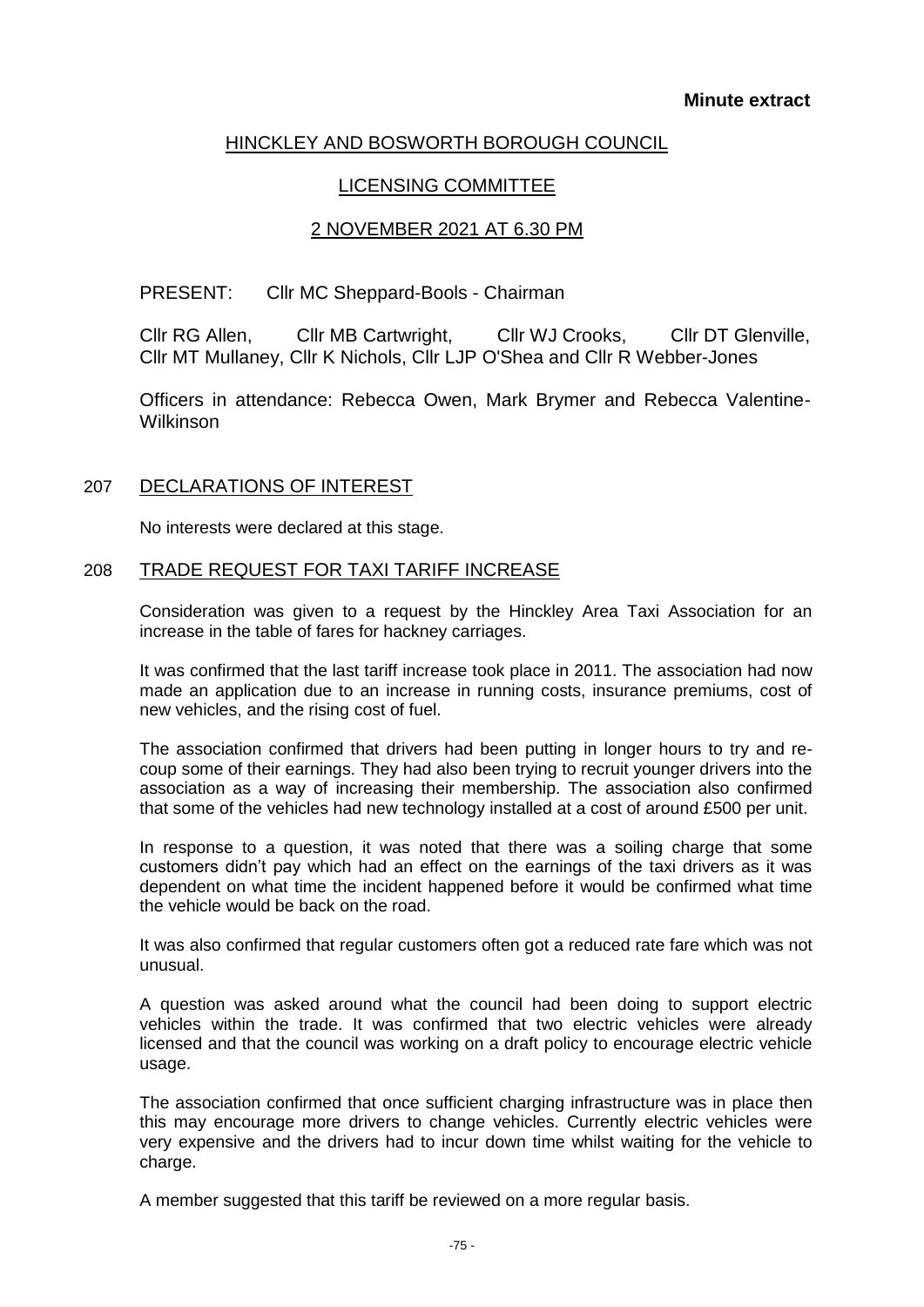**Minute extract**

# HINCKLEY AND BOSWORTH BOROUGH COUNCIL

## LICENSING COMMITTEE

## 2 NOVEMBER 2021 AT 6.30 PM

PRESENT: Cllr MC Sheppard-Bools - Chairman

Cllr RG Allen, Cllr MB Cartwright, Cllr WJ Crooks, Cllr DT Glenville, Cllr MT Mullaney, Cllr K Nichols, Cllr LJP O'Shea and Cllr R Webber-Jones

Officers in attendance: Rebecca Owen, Mark Brymer and Rebecca Valentine-Wilkinson

### 207 DECLARATIONS OF INTEREST

No interests were declared at this stage.

### 208 TRADE REQUEST FOR TAXI TARIFF INCREASE

Consideration was given to a request by the Hinckley Area Taxi Association for an increase in the table of fares for hackney carriages.

It was confirmed that the last tariff increase took place in 2011. The association had now made an application due to an increase in running costs, insurance premiums, cost of new vehicles, and the rising cost of fuel.

The association confirmed that drivers had been putting in longer hours to try and re-coup some of their earnings. They had also been trying to recruit younger drivers into the association as a way of increasing their membership. The association also confirmed that some of the vehicles had new technology installed at a cost of around £500 per unit.

In response to a question, it was noted that there was a soiling charge that some customers didn't pay which had an effect on the earnings of the taxi drivers as it was dependent on what time the incident happened before it would be confirmed what time the vehicle would be back on the road.

It was also confirmed that regular customers often got a reduced rate fare which was not unusual.

A question was asked around what the council had been doing to support electric vehicles within the trade. It was confirmed that two electric vehicles were already licensed and that the council was working on a draft policy to encourage electric vehicle usage.

The association confirmed that once sufficient charging infrastructure was in place then this may encourage more drivers to change vehicles. Currently electric vehicles were very expensive and the drivers had to incur down time whilst waiting for the vehicle to charge.

A member suggested that this tariff be reviewed on a more regular basis.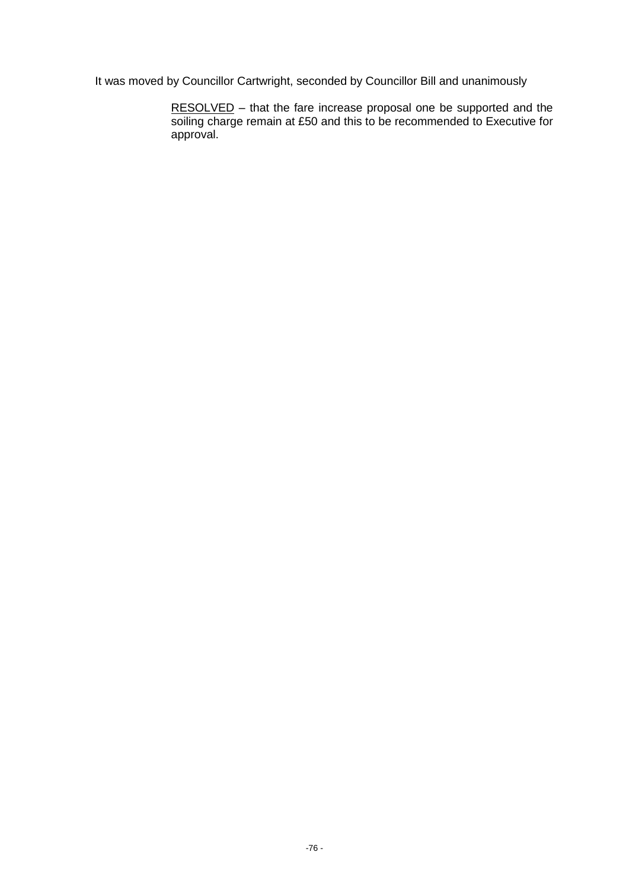It was moved by Councillor Cartwright, seconded by Councillor Bill and unanimously

RESOLVED – that the fare increase proposal one be supported and the soiling charge remain at £50 and this to be recommended to Executive for approval.